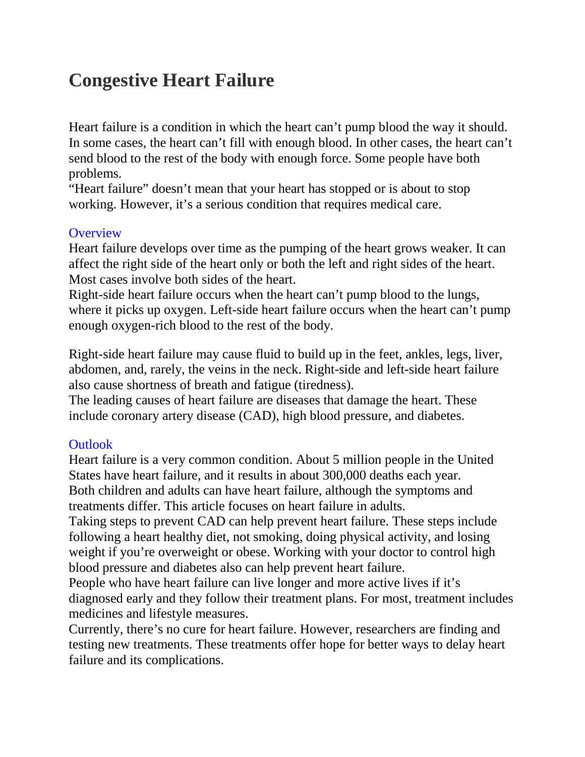# Congestive Heart Failure

Heart failure is a condition in which the heart can't pump blood the way it should. In some cases, the heart can't fill with enough blood. In other cases, the heart can't send blood to the rest of the body with enough force. Some people have both problems.

"Heart failure" doesn't mean that your heart has stopped or is about to stop working. However, it's a serious condition that requires medical care.

## Overview

Heart failure develops over time as the pumping of the heart grows weaker. It can affect the right side of the heart only or both the left and right sides of the heart. Most cases involve both sides of the heart.

Right-side heart failure occurs when the heart can't pump blood to the lungs, where it picks up oxygen. Left-side heart failure occurs when the heart can't pump enough oxygen-rich blood to the rest of the body.

Right-side heart failure may cause fluid to build up in the feet, ankles, legs, liver, abdomen, and, rarely, the veins in the neck. Right-side and left-side heart failure also cause shortness of breath and fatigue (tiredness).

The leading causes of heart failure are diseases that damage the heart. These include coronary artery disease (CAD), high blood pressure, and diabetes.

## Outlook

Heart failure is a very common condition. About 5 million people in the United States have heart failure, and it results in about 300,000 deaths each year.

Both children and adults can have heart failure, although the symptoms and treatments differ. This article focuses on heart failure in adults.

Taking steps to prevent CAD can help prevent heart failure. These steps include following a heart healthy diet, not smoking, doing physical activity, and losing weight if you're overweight or obese. Working with your doctor to control high blood pressure and diabetes also can help prevent heart failure.

People who have heart failure can live longer and more active lives if it's diagnosed early and they follow their treatment plans. For most, treatment includes medicines and lifestyle measures.

Currently, there's no cure for heart failure. However, researchers are finding and testing new treatments. These treatments offer hope for better ways to delay heart failure and its complications.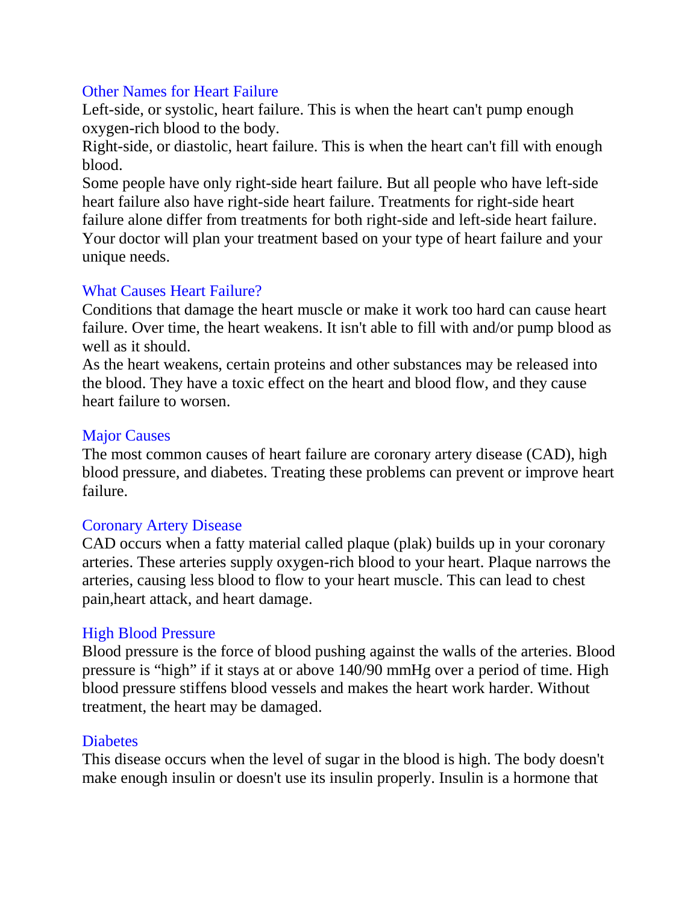## Other Names for Heart Failure

Left-side, or systolic, heart failure. This is when the heart can't pump enough oxygen-rich blood to the body.

Right-side, or diastolic, heart failure. This is when the heart can't fill with enough blood.

Some people have only right-side heart failure. But all people who have left-side heart failure also have right-side heart failure. Treatments for right-side heart failure alone differ from treatments for both right-side and left-side heart failure. Your doctor will plan your treatment based on your type of heart failure and your unique needs.

## What Causes Heart Failure?

Conditions that damage the heart muscle or make it work too hard can cause heart failure. Over time, the heart weakens. It isn't able to fill with and/or pump blood as well as it should.

As the heart weakens, certain proteins and other substances may be released into the blood. They have a toxic effect on the heart and blood flow, and they cause heart failure to worsen.

## Major Causes

The most common causes of heart failure are coronary artery disease (CAD), high blood pressure, and diabetes. Treating these problems can prevent or improve heart failure.

### Coronary Artery Disease

CAD occurs when a fatty material called plaque (plak) builds up in your coronary arteries. These arteries supply oxygen-rich blood to your heart. Plaque narrows the arteries, causing less blood to flow to your heart muscle. This can lead to chest pain,heart attack, and heart damage.

### High Blood Pressure

Blood pressure is the force of blood pushing against the walls of the arteries. Blood pressure is "high" if it stays at or above 140/90 mmHg over a period of time. High blood pressure stiffens blood vessels and makes the heart work harder. Without treatment, the heart may be damaged.

### Diabetes

This disease occurs when the level of sugar in the blood is high. The body doesn't make enough insulin or doesn't use its insulin properly. Insulin is a hormone that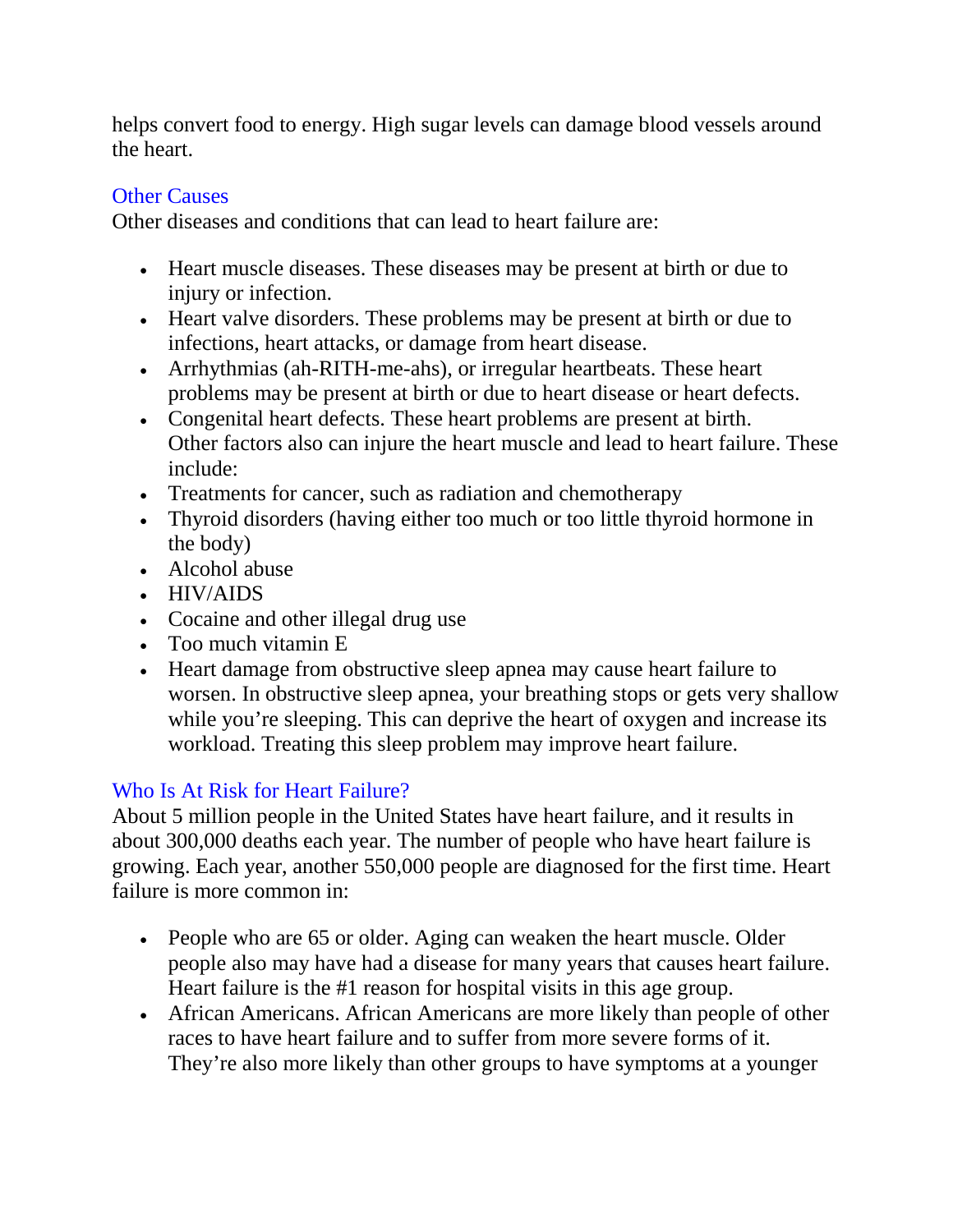helps convert food to energy. High sugar levels can damage blood vessels around the heart.

## Other Causes

Other diseases and conditions that can lead to heart failure are:

- Heart muscle diseases. These diseases may be present at birth or due to injury or infection.
- Heart valve disorders. These problems may be present at birth or due to infections, heart attacks, or damage from heart disease.
- Arrhythmias (ah-RITH-me-ahs), or irregular heartbeats. These heart problems may be present at birth or due to heart disease or heart defects.
- Congenital heart defects. These heart problems are present at birth. Other factors also can injure the heart muscle and lead to heart failure. These include:
- Treatments for cancer, such as radiation and chemotherapy
- Thyroid disorders (having either too much or too little thyroid hormone in the body)
- Alcohol abuse
- HIV/AIDS
- Cocaine and other illegal drug use
- Too much vitamin E
- Heart damage from obstructive sleep apnea may cause heart failure to worsen. In obstructive sleep apnea, your breathing stops or gets very shallow while you're sleeping. This can deprive the heart of oxygen and increase its workload. Treating this sleep problem may improve heart failure.

## Who Is At Risk for Heart Failure?

About 5 million people in the United States have heart failure, and it results in about 300,000 deaths each year. The number of people who have heart failure is growing. Each year, another 550,000 people are diagnosed for the first time. Heart failure is more common in:

- People who are 65 or older. Aging can weaken the heart muscle. Older people also may have had a disease for many years that causes heart failure. Heart failure is the #1 reason for hospital visits in this age group.
- African Americans. African Americans are more likely than people of other races to have heart failure and to suffer from more severe forms of it. They're also more likely than other groups to have symptoms at a younger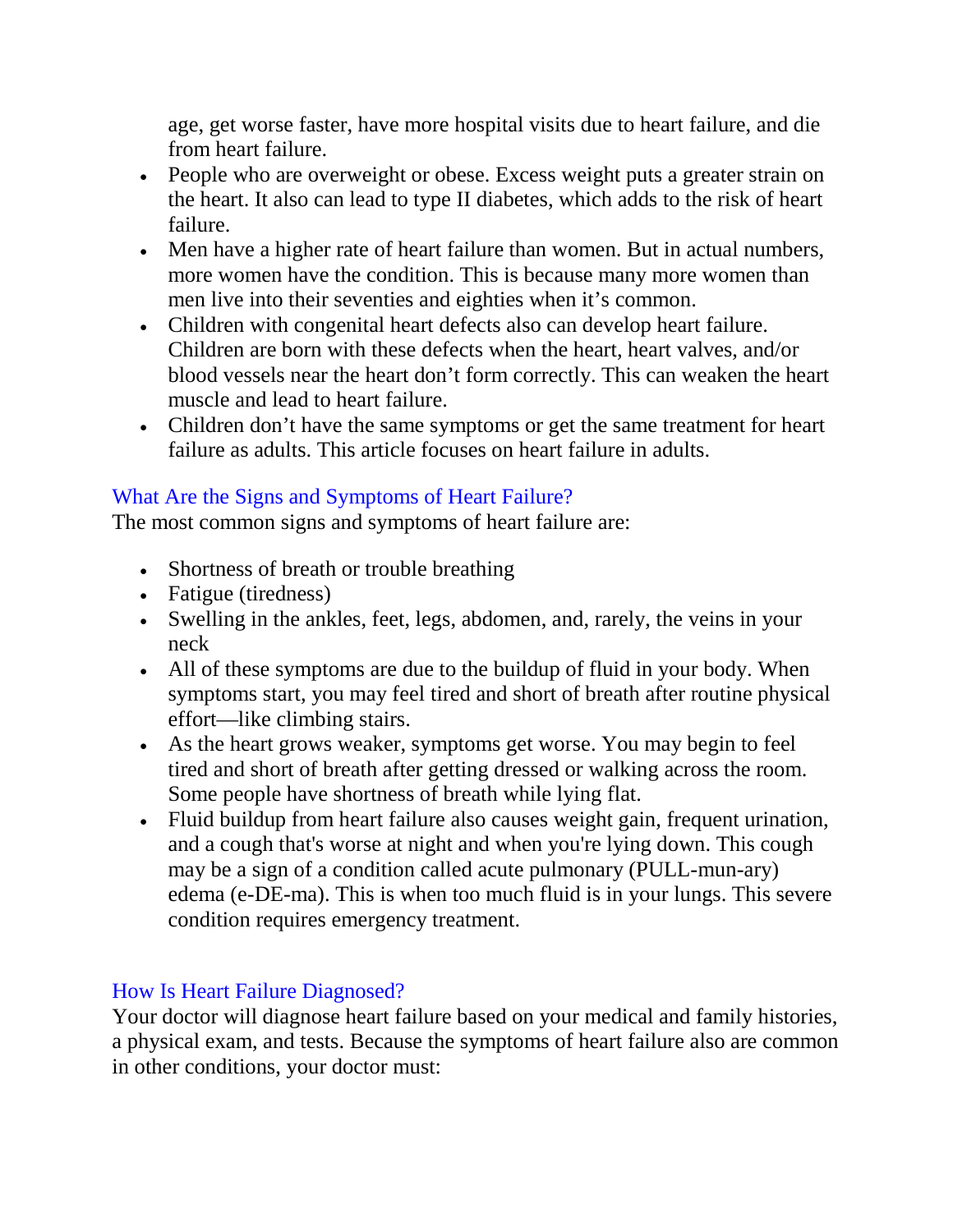age, get worse faster, have more hospital visits due to heart failure, and die from heart failure.

- People who are overweight or obese. Excess weight puts a greater strain on the heart. It also can lead to type II diabetes, which adds to the risk of heart failure.
- Men have a higher rate of heart failure than women. But in actual numbers, more women have the condition. This is because many more women than men live into their seventies and eighties when it's common.
- Children with congenital heart defects also can develop heart failure. Children are born with these defects when the heart, heart valves, and/or blood vessels near the heart don't form correctly. This can weaken the heart muscle and lead to heart failure.
- Children don't have the same symptoms or get the same treatment for heart failure as adults. This article focuses on heart failure in adults.

## What Are the Signs and Symptoms of Heart Failure?

The most common signs and symptoms of heart failure are:

- Shortness of breath or trouble breathing
- Fatigue (tiredness)
- Swelling in the ankles, feet, legs, abdomen, and, rarely, the veins in your neck
- All of these symptoms are due to the buildup of fluid in your body. When symptoms start, you may feel tired and short of breath after routine physical effort—like climbing stairs.
- As the heart grows weaker, symptoms get worse. You may begin to feel tired and short of breath after getting dressed or walking across the room. Some people have shortness of breath while lying flat.
- Fluid buildup from heart failure also causes weight gain, frequent urination, and a cough that's worse at night and when you're lying down. This cough may be a sign of a condition called acute pulmonary (PULL-mun-ary) edema (e-DE-ma). This is when too much fluid is in your lungs. This severe condition requires emergency treatment.

## How Is Heart Failure Diagnosed?

Your doctor will diagnose heart failure based on your medical and family histories, a physical exam, and tests. Because the symptoms of heart failure also are common in other conditions, your doctor must: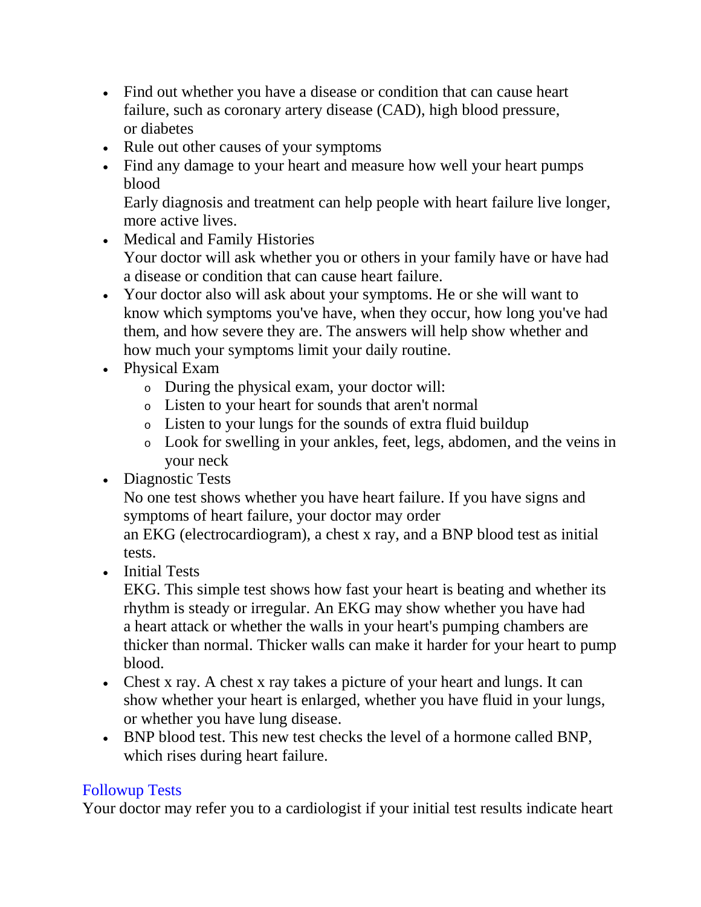- Find out whether you have a disease or condition that can cause heart failure, such as coronary artery disease (CAD), high blood pressure, or diabetes
- Rule out other causes of your symptoms
- Find any damage to your heart and measure how well your heart pumps blood
  Early diagnosis and treatment can help people with heart failure live longer, more active lives.
- Medical and Family Histories
  Your doctor will ask whether you or others in your family have or have had a disease or condition that can cause heart failure.
- Your doctor also will ask about your symptoms. He or she will want to know which symptoms you've have, when they occur, how long you've had them, and how severe they are. The answers will help show whether and how much your symptoms limit your daily routine.
- Physical Exam
  - During the physical exam, your doctor will:
  - Listen to your heart for sounds that aren't normal
  - Listen to your lungs for the sounds of extra fluid buildup
  - Look for swelling in your ankles, feet, legs, abdomen, and the veins in your neck
- Diagnostic Tests
  No one test shows whether you have heart failure. If you have signs and symptoms of heart failure, your doctor may order an EKG (electrocardiogram), a chest x ray, and a BNP blood test as initial tests.
- Initial Tests
  EKG. This simple test shows how fast your heart is beating and whether its rhythm is steady or irregular. An EKG may show whether you have had a heart attack or whether the walls in your heart's pumping chambers are thicker than normal. Thicker walls can make it harder for your heart to pump blood.
- Chest x ray. A chest x ray takes a picture of your heart and lungs. It can show whether your heart is enlarged, whether you have fluid in your lungs, or whether you have lung disease.
- BNP blood test. This new test checks the level of a hormone called BNP, which rises during heart failure.

## Followup Tests

Your doctor may refer you to a cardiologist if your initial test results indicate heart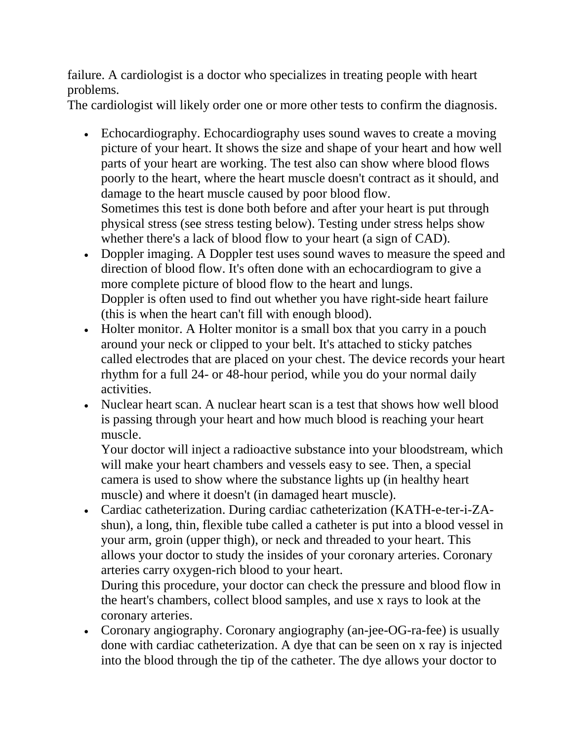failure. A cardiologist is a doctor who specializes in treating people with heart problems.
The cardiologist will likely order one or more other tests to confirm the diagnosis.

- Echocardiography. Echocardiography uses sound waves to create a moving picture of your heart. It shows the size and shape of your heart and how well parts of your heart are working. The test also can show where blood flows poorly to the heart, where the heart muscle doesn't contract as it should, and damage to the heart muscle caused by poor blood flow.
  Sometimes this test is done both before and after your heart is put through physical stress (see stress testing below). Testing under stress helps show whether there's a lack of blood flow to your heart (a sign of CAD).
- Doppler imaging. A Doppler test uses sound waves to measure the speed and direction of blood flow. It's often done with an echocardiogram to give a more complete picture of blood flow to the heart and lungs.
  Doppler is often used to find out whether you have right-side heart failure (this is when the heart can't fill with enough blood).
- Holter monitor. A Holter monitor is a small box that you carry in a pouch around your neck or clipped to your belt. It's attached to sticky patches called electrodes that are placed on your chest. The device records your heart rhythm for a full 24- or 48-hour period, while you do your normal daily activities.
- Nuclear heart scan. A nuclear heart scan is a test that shows how well blood is passing through your heart and how much blood is reaching your heart muscle.
  Your doctor will inject a radioactive substance into your bloodstream, which will make your heart chambers and vessels easy to see. Then, a special camera is used to show where the substance lights up (in healthy heart muscle) and where it doesn't (in damaged heart muscle).
- Cardiac catheterization. During cardiac catheterization (KATH-e-ter-i-ZA-shun), a long, thin, flexible tube called a catheter is put into a blood vessel in your arm, groin (upper thigh), or neck and threaded to your heart. This allows your doctor to study the insides of your coronary arteries. Coronary arteries carry oxygen-rich blood to your heart.
  During this procedure, your doctor can check the pressure and blood flow in the heart's chambers, collect blood samples, and use x rays to look at the coronary arteries.
- Coronary angiography. Coronary angiography (an-jee-OG-ra-fee) is usually done with cardiac catheterization. A dye that can be seen on x ray is injected into the blood through the tip of the catheter. The dye allows your doctor to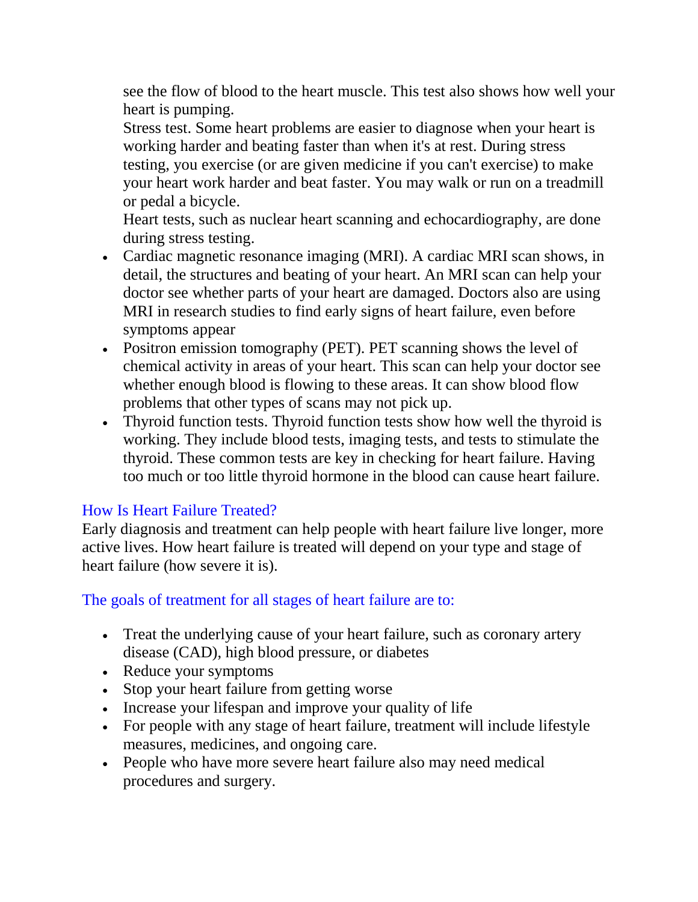see the flow of blood to the heart muscle. This test also shows how well your heart is pumping.

Stress test. Some heart problems are easier to diagnose when your heart is working harder and beating faster than when it's at rest. During stress testing, you exercise (or are given medicine if you can't exercise) to make your heart work harder and beat faster. You may walk or run on a treadmill or pedal a bicycle.

Heart tests, such as nuclear heart scanning and echocardiography, are done during stress testing.

- Cardiac magnetic resonance imaging (MRI). A cardiac MRI scan shows, in detail, the structures and beating of your heart. An MRI scan can help your doctor see whether parts of your heart are damaged. Doctors also are using MRI in research studies to find early signs of heart failure, even before symptoms appear
- Positron emission tomography (PET). PET scanning shows the level of chemical activity in areas of your heart. This scan can help your doctor see whether enough blood is flowing to these areas. It can show blood flow problems that other types of scans may not pick up.
- Thyroid function tests. Thyroid function tests show how well the thyroid is working. They include blood tests, imaging tests, and tests to stimulate the thyroid. These common tests are key in checking for heart failure. Having too much or too little thyroid hormone in the blood can cause heart failure.

## How Is Heart Failure Treated?

Early diagnosis and treatment can help people with heart failure live longer, more active lives. How heart failure is treated will depend on your type and stage of heart failure (how severe it is).

### The goals of treatment for all stages of heart failure are to:

- Treat the underlying cause of your heart failure, such as coronary artery disease (CAD), high blood pressure, or diabetes
- Reduce your symptoms
- Stop your heart failure from getting worse
- Increase your lifespan and improve your quality of life
- For people with any stage of heart failure, treatment will include lifestyle measures, medicines, and ongoing care.
- People who have more severe heart failure also may need medical procedures and surgery.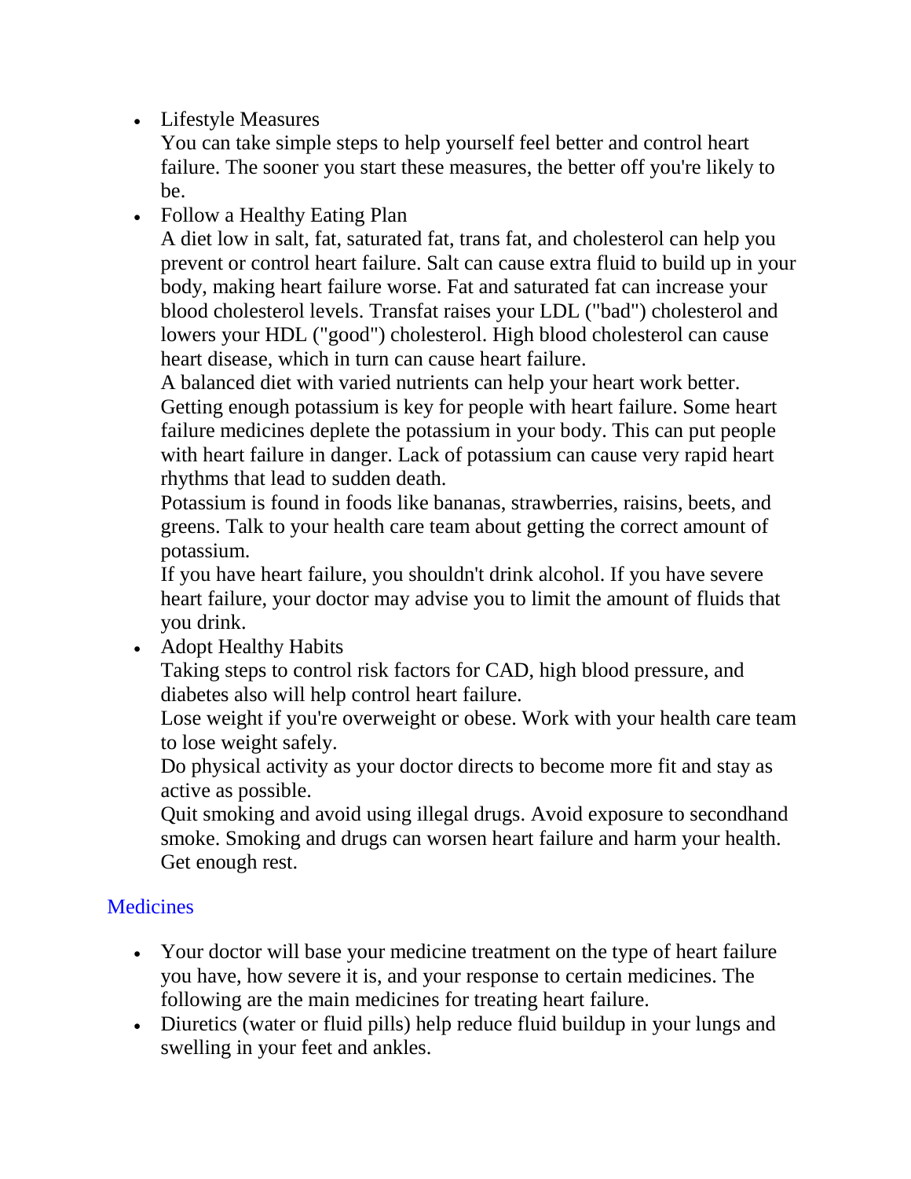- Lifestyle Measures
  You can take simple steps to help yourself feel better and control heart failure. The sooner you start these measures, the better off you're likely to be.
- Follow a Healthy Eating Plan
  A diet low in salt, fat, saturated fat, trans fat, and cholesterol can help you prevent or control heart failure. Salt can cause extra fluid to build up in your body, making heart failure worse. Fat and saturated fat can increase your blood cholesterol levels. Transfat raises your LDL ("bad") cholesterol and lowers your HDL ("good") cholesterol. High blood cholesterol can cause heart disease, which in turn can cause heart failure.
  A balanced diet with varied nutrients can help your heart work better. Getting enough potassium is key for people with heart failure. Some heart failure medicines deplete the potassium in your body. This can put people with heart failure in danger. Lack of potassium can cause very rapid heart rhythms that lead to sudden death.
  Potassium is found in foods like bananas, strawberries, raisins, beets, and greens. Talk to your health care team about getting the correct amount of potassium.
  If you have heart failure, you shouldn't drink alcohol. If you have severe heart failure, your doctor may advise you to limit the amount of fluids that you drink.
- Adopt Healthy Habits
  Taking steps to control risk factors for CAD, high blood pressure, and diabetes also will help control heart failure.
  Lose weight if you're overweight or obese. Work with your health care team to lose weight safely.
  Do physical activity as your doctor directs to become more fit and stay as active as possible.
  Quit smoking and avoid using illegal drugs. Avoid exposure to secondhand smoke. Smoking and drugs can worsen heart failure and harm your health.
  Get enough rest.

## Medicines

- Your doctor will base your medicine treatment on the type of heart failure you have, how severe it is, and your response to certain medicines. The following are the main medicines for treating heart failure.
- Diuretics (water or fluid pills) help reduce fluid buildup in your lungs and swelling in your feet and ankles.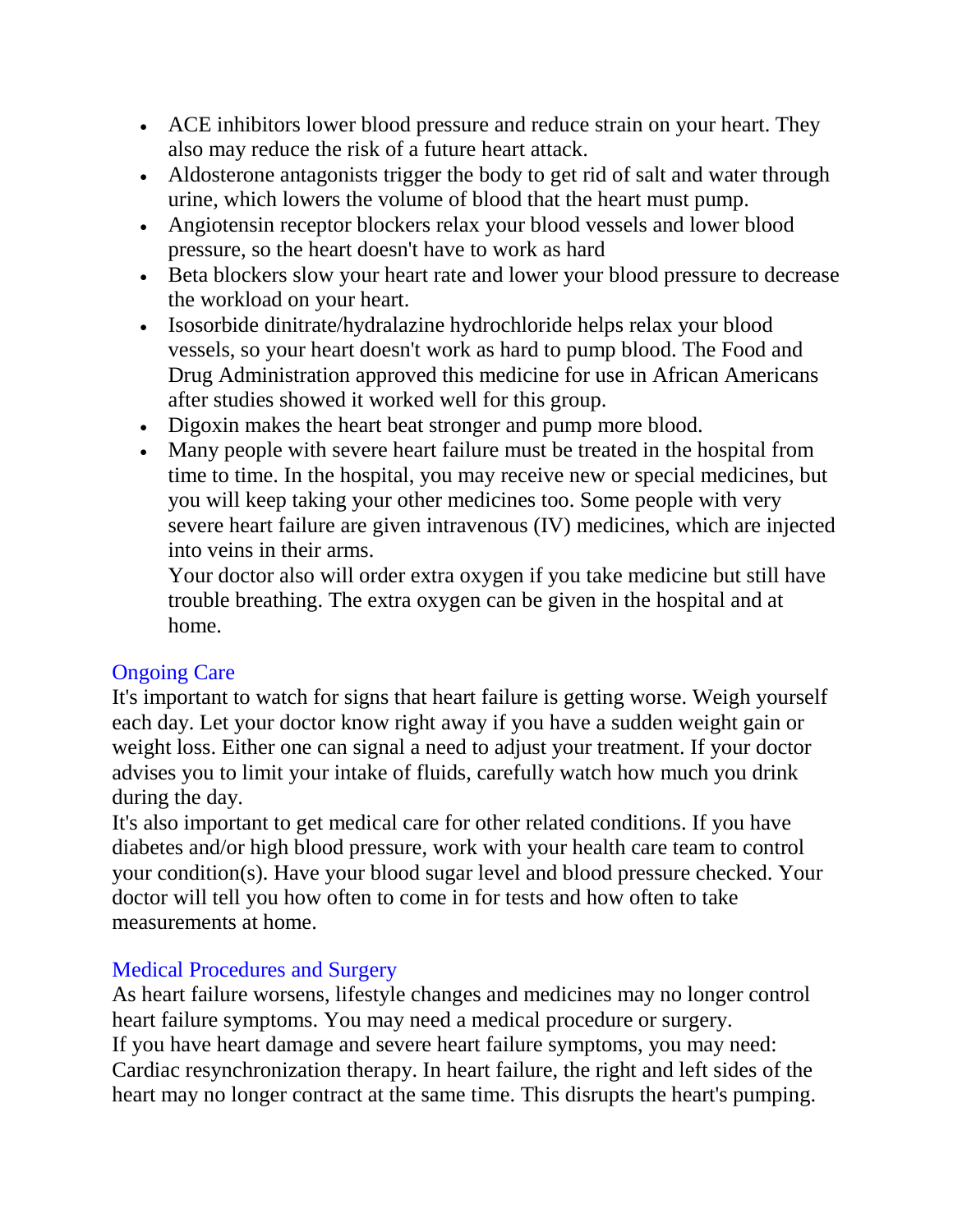- ACE inhibitors lower blood pressure and reduce strain on your heart. They also may reduce the risk of a future heart attack.
- Aldosterone antagonists trigger the body to get rid of salt and water through urine, which lowers the volume of blood that the heart must pump.
- Angiotensin receptor blockers relax your blood vessels and lower blood pressure, so the heart doesn't have to work as hard
- Beta blockers slow your heart rate and lower your blood pressure to decrease the workload on your heart.
- Isosorbide dinitrate/hydralazine hydrochloride helps relax your blood vessels, so your heart doesn't work as hard to pump blood. The Food and Drug Administration approved this medicine for use in African Americans after studies showed it worked well for this group.
- Digoxin makes the heart beat stronger and pump more blood.
- Many people with severe heart failure must be treated in the hospital from time to time. In the hospital, you may receive new or special medicines, but you will keep taking your other medicines too. Some people with very severe heart failure are given intravenous (IV) medicines, which are injected into veins in their arms.

  Your doctor also will order extra oxygen if you take medicine but still have trouble breathing. The extra oxygen can be given in the hospital and at home.

### Ongoing Care

It's important to watch for signs that heart failure is getting worse. Weigh yourself each day. Let your doctor know right away if you have a sudden weight gain or weight loss. Either one can signal a need to adjust your treatment. If your doctor advises you to limit your intake of fluids, carefully watch how much you drink during the day.

It's also important to get medical care for other related conditions. If you have diabetes and/or high blood pressure, work with your health care team to control your condition(s). Have your blood sugar level and blood pressure checked. Your doctor will tell you how often to come in for tests and how often to take measurements at home.

### Medical Procedures and Surgery

As heart failure worsens, lifestyle changes and medicines may no longer control heart failure symptoms. You may need a medical procedure or surgery.

If you have heart damage and severe heart failure symptoms, you may need:

Cardiac resynchronization therapy. In heart failure, the right and left sides of the heart may no longer contract at the same time. This disrupts the heart's pumping.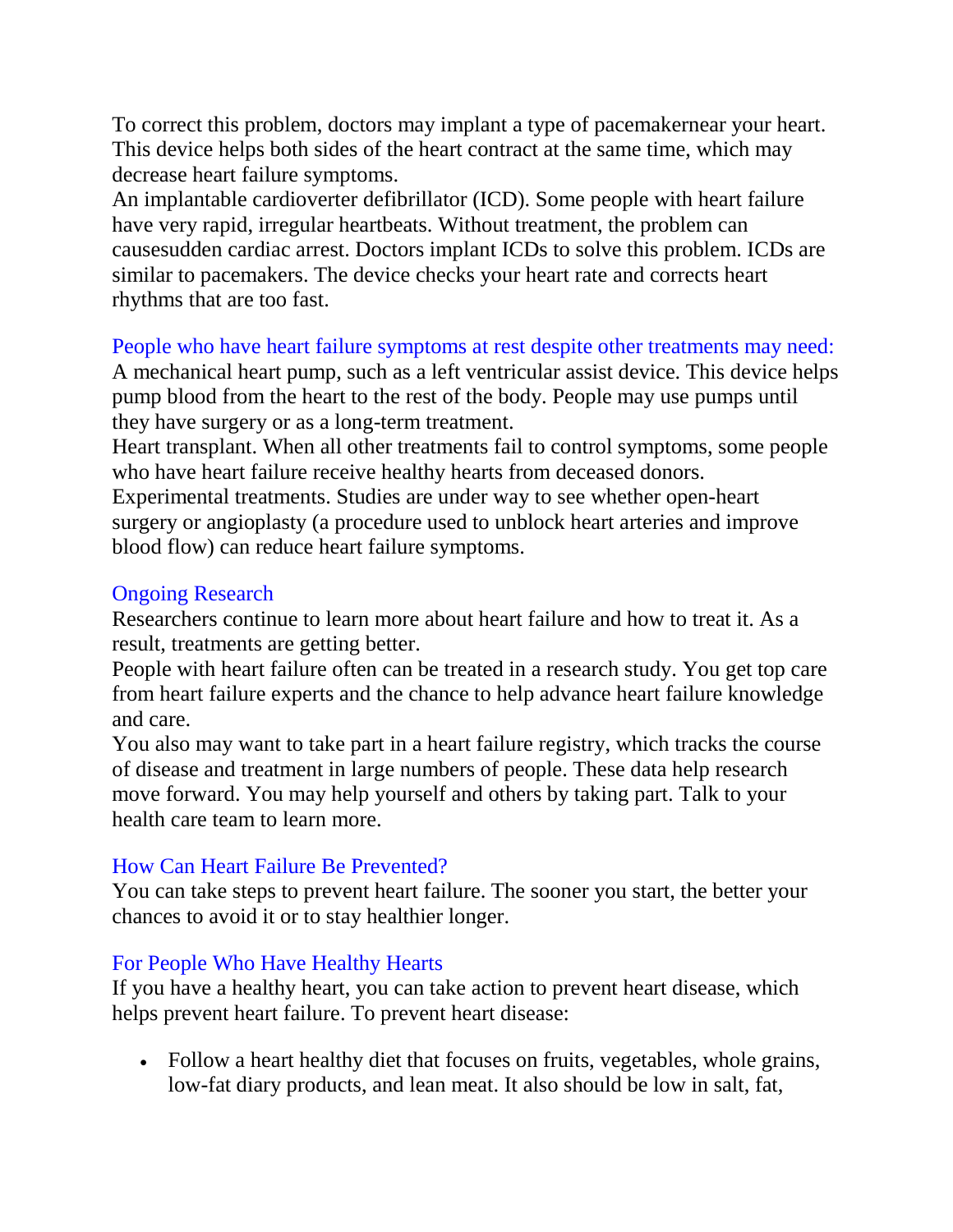To correct this problem, doctors may implant a type of pacemakernear your heart. This device helps both sides of the heart contract at the same time, which may decrease heart failure symptoms.
An implantable cardioverter defibrillator (ICD). Some people with heart failure have very rapid, irregular heartbeats. Without treatment, the problem can causesudden cardiac arrest. Doctors implant ICDs to solve this problem. ICDs are similar to pacemakers. The device checks your heart rate and corrects heart rhythms that are too fast.

### People who have heart failure symptoms at rest despite other treatments may need:

A mechanical heart pump, such as a left ventricular assist device. This device helps pump blood from the heart to the rest of the body. People may use pumps until they have surgery or as a long-term treatment.
Heart transplant. When all other treatments fail to control symptoms, some people who have heart failure receive healthy hearts from deceased donors.
Experimental treatments. Studies are under way to see whether open-heart surgery or angioplasty (a procedure used to unblock heart arteries and improve blood flow) can reduce heart failure symptoms.

## Ongoing Research

Researchers continue to learn more about heart failure and how to treat it. As a result, treatments are getting better.
People with heart failure often can be treated in a research study. You get top care from heart failure experts and the chance to help advance heart failure knowledge and care.
You also may want to take part in a heart failure registry, which tracks the course of disease and treatment in large numbers of people. These data help research move forward. You may help yourself and others by taking part. Talk to your health care team to learn more.

## How Can Heart Failure Be Prevented?

You can take steps to prevent heart failure. The sooner you start, the better your chances to avoid it or to stay healthier longer.

## For People Who Have Healthy Hearts

If you have a healthy heart, you can take action to prevent heart disease, which helps prevent heart failure. To prevent heart disease:

- Follow a heart healthy diet that focuses on fruits, vegetables, whole grains, low-fat diary products, and lean meat. It also should be low in salt, fat,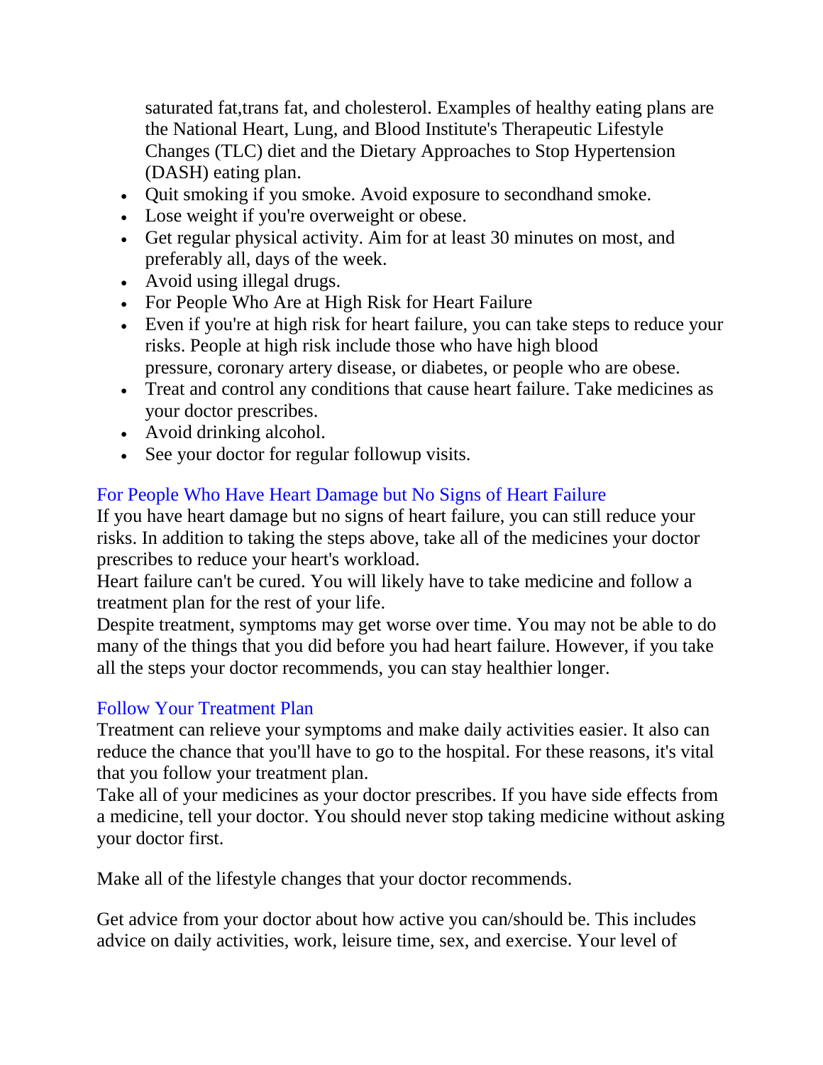saturated fat,trans fat, and cholesterol. Examples of healthy eating plans are the National Heart, Lung, and Blood Institute's Therapeutic Lifestyle Changes (TLC) diet and the Dietary Approaches to Stop Hypertension (DASH) eating plan.

- Quit smoking if you smoke. Avoid exposure to secondhand smoke.
- Lose weight if you're overweight or obese.
- Get regular physical activity. Aim for at least 30 minutes on most, and preferably all, days of the week.
- Avoid using illegal drugs.
- For People Who Are at High Risk for Heart Failure
- Even if you're at high risk for heart failure, you can take steps to reduce your risks. People at high risk include those who have high blood pressure, coronary artery disease, or diabetes, or people who are obese.
- Treat and control any conditions that cause heart failure. Take medicines as your doctor prescribes.
- Avoid drinking alcohol.
- See your doctor for regular followup visits.

### For People Who Have Heart Damage but No Signs of Heart Failure

If you have heart damage but no signs of heart failure, you can still reduce your risks. In addition to taking the steps above, take all of the medicines your doctor prescribes to reduce your heart's workload.

Heart failure can't be cured. You will likely have to take medicine and follow a treatment plan for the rest of your life.

Despite treatment, symptoms may get worse over time. You may not be able to do many of the things that you did before you had heart failure. However, if you take all the steps your doctor recommends, you can stay healthier longer.

### Follow Your Treatment Plan

Treatment can relieve your symptoms and make daily activities easier. It also can reduce the chance that you'll have to go to the hospital. For these reasons, it's vital that you follow your treatment plan.

Take all of your medicines as your doctor prescribes. If you have side effects from a medicine, tell your doctor. You should never stop taking medicine without asking your doctor first.

Make all of the lifestyle changes that your doctor recommends.

Get advice from your doctor about how active you can/should be. This includes advice on daily activities, work, leisure time, sex, and exercise. Your level of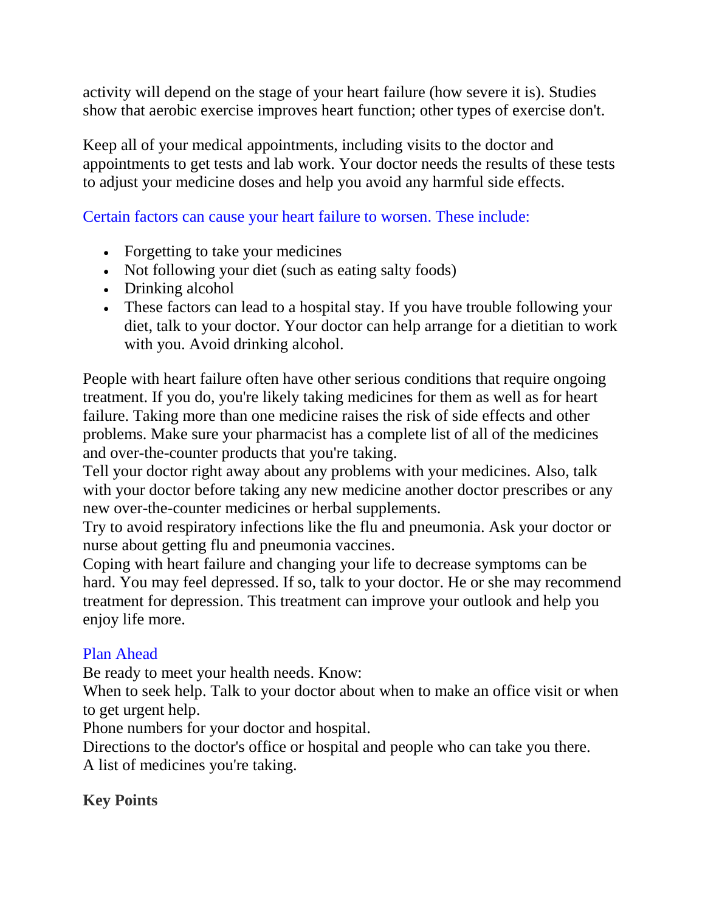activity will depend on the stage of your heart failure (how severe it is). Studies show that aerobic exercise improves heart function; other types of exercise don't.

Keep all of your medical appointments, including visits to the doctor and appointments to get tests and lab work. Your doctor needs the results of these tests to adjust your medicine doses and help you avoid any harmful side effects.

Certain factors can cause your heart failure to worsen. These include:

- Forgetting to take your medicines
- Not following your diet (such as eating salty foods)
- Drinking alcohol
- These factors can lead to a hospital stay. If you have trouble following your diet, talk to your doctor. Your doctor can help arrange for a dietitian to work with you. Avoid drinking alcohol.

People with heart failure often have other serious conditions that require ongoing treatment. If you do, you're likely taking medicines for them as well as for heart failure. Taking more than one medicine raises the risk of side effects and other problems. Make sure your pharmacist has a complete list of all of the medicines and over-the-counter products that you're taking.
Tell your doctor right away about any problems with your medicines. Also, talk with your doctor before taking any new medicine another doctor prescribes or any new over-the-counter medicines or herbal supplements.
Try to avoid respiratory infections like the flu and pneumonia. Ask your doctor or nurse about getting flu and pneumonia vaccines.
Coping with heart failure and changing your life to decrease symptoms can be hard. You may feel depressed. If so, talk to your doctor. He or she may recommend treatment for depression. This treatment can improve your outlook and help you enjoy life more.

Plan Ahead

Be ready to meet your health needs. Know:
When to seek help. Talk to your doctor about when to make an office visit or when to get urgent help.
Phone numbers for your doctor and hospital.
Directions to the doctor's office or hospital and people who can take you there.
A list of medicines you're taking.

**Key Points**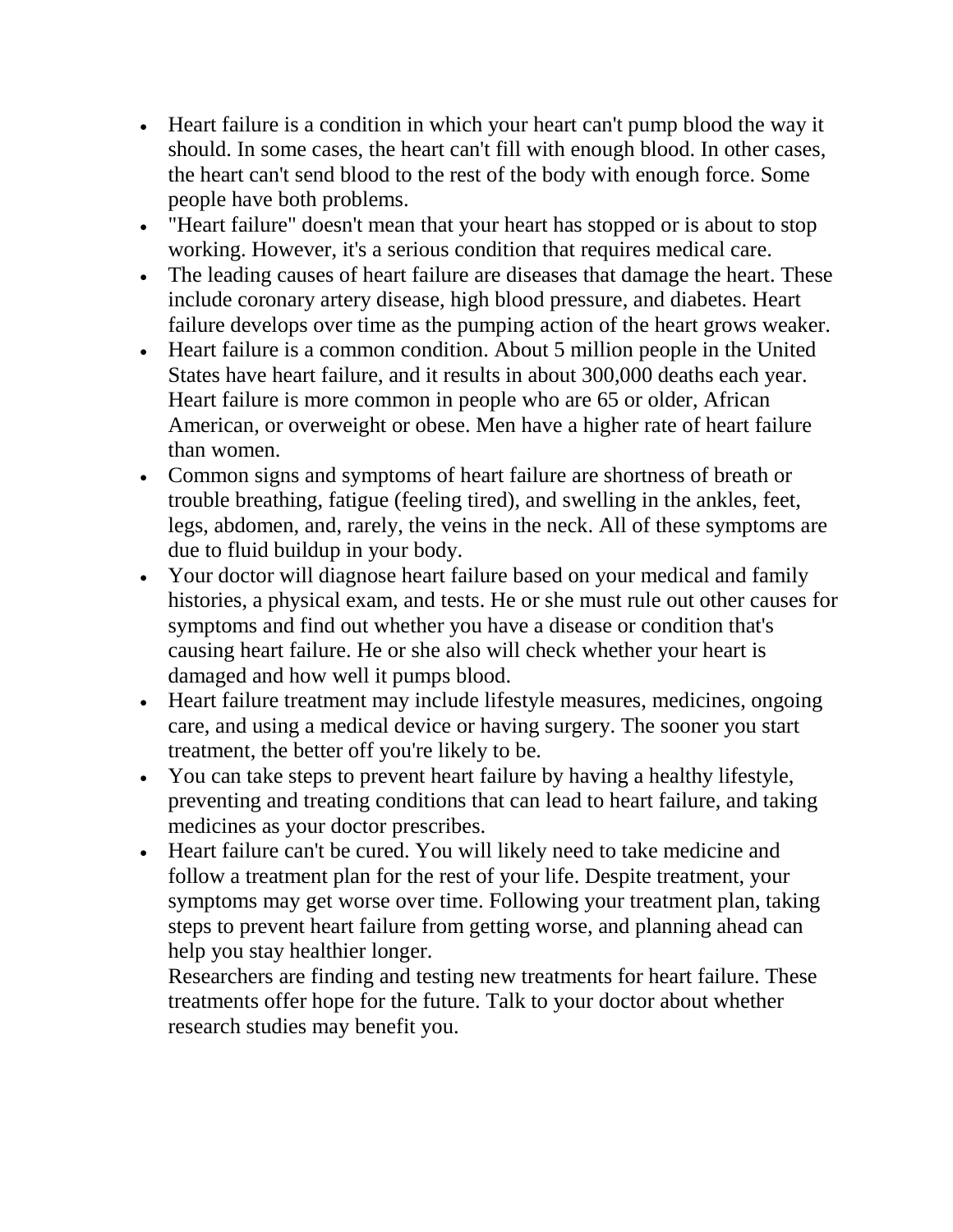- Heart failure is a condition in which your heart can't pump blood the way it should. In some cases, the heart can't fill with enough blood. In other cases, the heart can't send blood to the rest of the body with enough force. Some people have both problems.
- "Heart failure" doesn't mean that your heart has stopped or is about to stop working. However, it's a serious condition that requires medical care.
- The leading causes of heart failure are diseases that damage the heart. These include coronary artery disease, high blood pressure, and diabetes. Heart failure develops over time as the pumping action of the heart grows weaker.
- Heart failure is a common condition. About 5 million people in the United States have heart failure, and it results in about 300,000 deaths each year. Heart failure is more common in people who are 65 or older, African American, or overweight or obese. Men have a higher rate of heart failure than women.
- Common signs and symptoms of heart failure are shortness of breath or trouble breathing, fatigue (feeling tired), and swelling in the ankles, feet, legs, abdomen, and, rarely, the veins in the neck. All of these symptoms are due to fluid buildup in your body.
- Your doctor will diagnose heart failure based on your medical and family histories, a physical exam, and tests. He or she must rule out other causes for symptoms and find out whether you have a disease or condition that's causing heart failure. He or she also will check whether your heart is damaged and how well it pumps blood.
- Heart failure treatment may include lifestyle measures, medicines, ongoing care, and using a medical device or having surgery. The sooner you start treatment, the better off you're likely to be.
- You can take steps to prevent heart failure by having a healthy lifestyle, preventing and treating conditions that can lead to heart failure, and taking medicines as your doctor prescribes.
- Heart failure can't be cured. You will likely need to take medicine and follow a treatment plan for the rest of your life. Despite treatment, your symptoms may get worse over time. Following your treatment plan, taking steps to prevent heart failure from getting worse, and planning ahead can help you stay healthier longer.

  Researchers are finding and testing new treatments for heart failure. These treatments offer hope for the future. Talk to your doctor about whether research studies may benefit you.